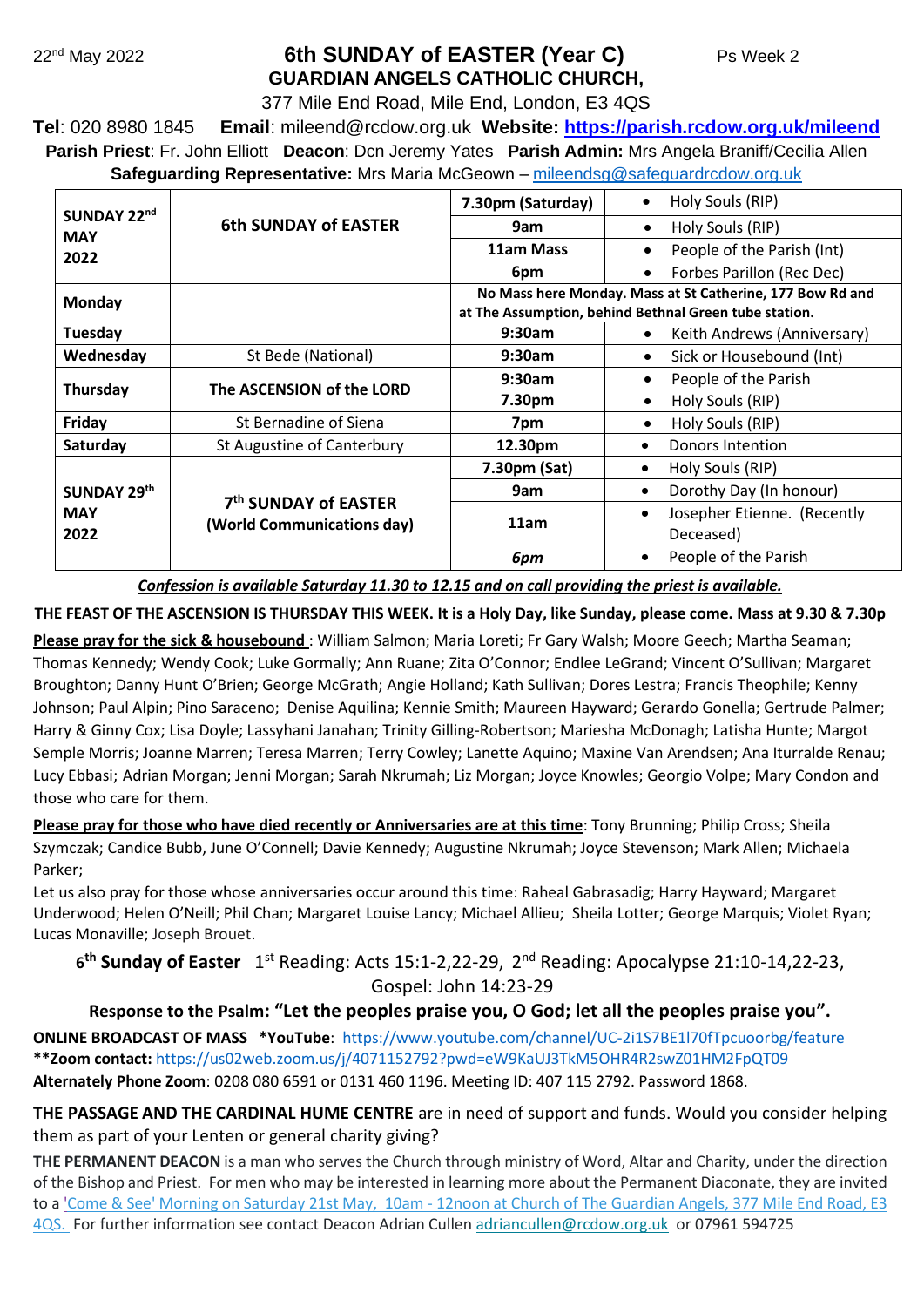22nd May 2022 **6th SUNDAY of EASTER (Year C)** Ps Week 2

# GUARDIAN ANGELS CATHOLIC CHURCH,

377 Mile End Road, Mile End, London, E3 4QS

**Tel**: 020 8980 1845 **Email**: mileend@rcdow.org.uk **Website: https://parish.rcdow.org.uk/mileend**

**Parish Priest**: Fr. John Elliott **Deacon**: Dcn Jeremy Yates **Parish Admin:** Mrs Angela Braniff/Cecilia Allen

**Safeguarding Representative:** Mrs Maria McGeown – mileendsg@safeguardrcdow.org.uk

| | | | |
|---|---|---|---|
| **SUNDAY 22nd MAY 2022** | **6th SUNDAY of EASTER** | **7.30pm (Saturday)** | • Holy Souls (RIP) |
| | | **9am** | • Holy Souls (RIP) |
| | | **11am Mass** | • People of the Parish (Int) |
| | | **6pm** | • Forbes Parillon (Rec Dec) |
| **Monday** | | **No Mass here Monday. Mass at St Catherine, 177 Bow Rd and at The Assumption, behind Bethnal Green tube station.** | |
| **Tuesday** | | **9:30am** | • Keith Andrews (Anniversary) |
| **Wednesday** | St Bede (National) | **9:30am** | • Sick or Housebound (Int) |
| **Thursday** | **The ASCENSION of the LORD** | **9:30am** | • People of the Parish |
| | | **7.30pm** | • Holy Souls (RIP) |
| **Friday** | St Bernadine of Siena | **7pm** | • Holy Souls (RIP) |
| **Saturday** | St Augustine of Canterbury | **12.30pm** | • Donors Intention |
| **SUNDAY 29th MAY 2022** | **7th SUNDAY of EASTER (World Communications day)** | **7.30pm (Sat)** | • Holy Souls (RIP) |
| | | **9am** | • Dorothy Day (In honour) |
| | | **11am** | • Josepher Etienne. (Recently Deceased) |
| | | ***6pm*** | • People of the Parish |

***Confession is available Saturday 11.30 to 12.15 and on call providing the priest is available.***

**THE FEAST OF THE ASCENSION IS THURSDAY THIS WEEK. It is a Holy Day, like Sunday, please come. Mass at 9.30 & 7.30p**

**Please pray for the sick & housebound** : William Salmon; Maria Loreti; Fr Gary Walsh; Moore Geech; Martha Seaman; Thomas Kennedy; Wendy Cook; Luke Gormally; Ann Ruane; Zita O'Connor; Endlee LeGrand; Vincent O'Sullivan; Margaret Broughton; Danny Hunt O'Brien; George McGrath; Angie Holland; Kath Sullivan; Dores Lestra; Francis Theophile; Kenny Johnson; Paul Alpin; Pino Saraceno; Denise Aquilina; Kennie Smith; Maureen Hayward; Gerardo Gonella; Gertrude Palmer; Harry & Ginny Cox; Lisa Doyle; Lassyhani Janahan; Trinity Gilling-Robertson; Mariesha McDonagh; Latisha Hunte; Margot Semple Morris; Joanne Marren; Teresa Marren; Terry Cowley; Lanette Aquino; Maxine Van Arendsen; Ana Iturralde Renau; Lucy Ebbasi; Adrian Morgan; Jenni Morgan; Sarah Nkrumah; Liz Morgan; Joyce Knowles; Georgio Volpe; Mary Condon and those who care for them.

**Please pray for those who have died recently or Anniversaries are at this time**: Tony Brunning; Philip Cross; Sheila Szymczak; Candice Bubb, June O'Connell; Davie Kennedy; Augustine Nkrumah; Joyce Stevenson; Mark Allen; Michaela Parker;

Let us also pray for those whose anniversaries occur around this time: Raheal Gabrasadig; Harry Hayward; Margaret Underwood; Helen O'Neill; Phil Chan; Margaret Louise Lancy; Michael Allieu; Sheila Lotter; George Marquis; Violet Ryan; Lucas Monaville; Joseph Brouet.

**6th Sunday of Easter** 1st Reading: Acts 15:1-2,22-29, 2nd Reading: Apocalypse 21:10-14,22-23, Gospel: John 14:23-29

**Response to the Psalm: "Let the peoples praise you, O God; let all the peoples praise you".**

**ONLINE BROADCAST OF MASS \*YouTube**: https://www.youtube.com/channel/UC-2i1S7BE1l70fTpcuoorbg/feature

**\*\*Zoom contact:** https://us02web.zoom.us/j/4071152792?pwd=eW9KaUJ3TkM5OHR4R2swZ01HM2FpQT09

**Alternately Phone Zoom**: 0208 080 6591 or 0131 460 1196. Meeting ID: 407 115 2792. Password 1868.

**THE PASSAGE AND THE CARDINAL HUME CENTRE** are in need of support and funds. Would you consider helping them as part of your Lenten or general charity giving?

**THE PERMANENT DEACON** is a man who serves the Church through ministry of Word, Altar and Charity, under the direction of the Bishop and Priest. For men who may be interested in learning more about the Permanent Diaconate, they are invited to a 'Come & See' Morning on Saturday 21st May, 10am - 12noon at Church of The Guardian Angels, 377 Mile End Road, E3 4QS. For further information see contact Deacon Adrian Cullen adriancullen@rcdow.org.uk or 07961 594725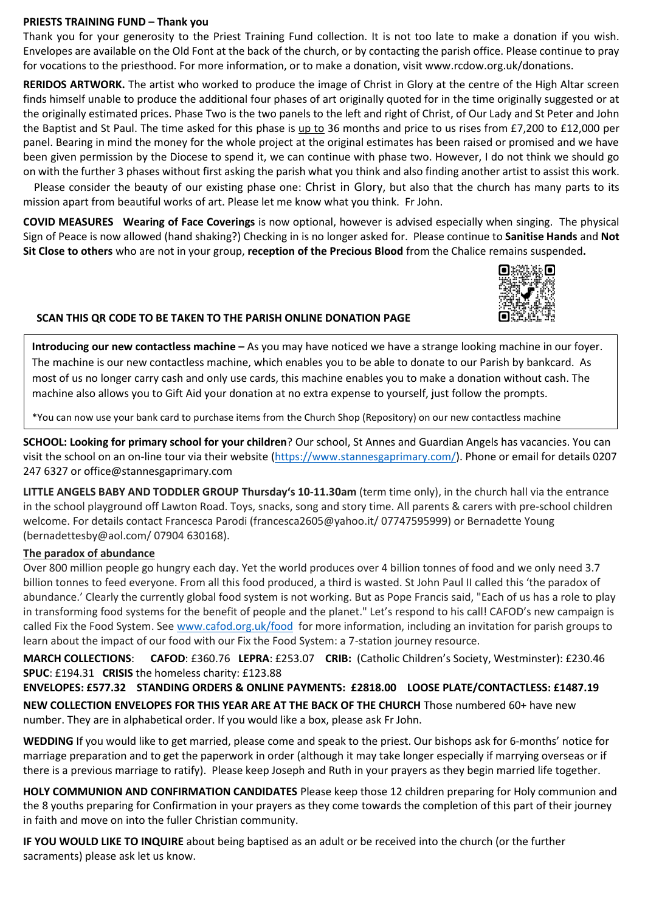**PRIESTS TRAINING FUND – Thank you**

Thank you for your generosity to the Priest Training Fund collection. It is not too late to make a donation if you wish. Envelopes are available on the Old Font at the back of the church, or by contacting the parish office. Please continue to pray for vocations to the priesthood. For more information, or to make a donation, visit www.rcdow.org.uk/donations.

**RERIDOS ARTWORK.** The artist who worked to produce the image of Christ in Glory at the centre of the High Altar screen finds himself unable to produce the additional four phases of art originally quoted for in the time originally suggested or at the originally estimated prices. Phase Two is the two panels to the left and right of Christ, of Our Lady and St Peter and John the Baptist and St Paul. The time asked for this phase is up to 36 months and price to us rises from £7,200 to £12,000 per panel. Bearing in mind the money for the whole project at the original estimates has been raised or promised and we have been given permission by the Diocese to spend it, we can continue with phase two. However, I do not think we should go on with the further 3 phases without first asking the parish what you think and also finding another artist to assist this work.

Please consider the beauty of our existing phase one: Christ in Glory, but also that the church has many parts to its mission apart from beautiful works of art. Please let me know what you think. Fr John.

**COVID MEASURES Wearing of Face Coverings** is now optional, however is advised especially when singing. The physical Sign of Peace is now allowed (hand shaking?) Checking in is no longer asked for. Please continue to **Sanitise Hands** and **Not Sit Close to others** who are not in your group, **reception of the Precious Blood** from the Chalice remains suspended**.**

**SCAN THIS QR CODE TO BE TAKEN TO THE PARISH ONLINE DONATION PAGE**

**Introducing our new contactless machine –** As you may have noticed we have a strange looking machine in our foyer. The machine is our new contactless machine, which enables you to be able to donate to our Parish by bankcard. As most of us no longer carry cash and only use cards, this machine enables you to make a donation without cash. The machine also allows you to Gift Aid your donation at no extra expense to yourself, just follow the prompts.

*You can now use your bank card to purchase items from the Church Shop (Repository) on our new contactless machine

**SCHOOL: Looking for primary school for your children**? Our school, St Annes and Guardian Angels has vacancies. You can visit the school on an on-line tour via their website (https://www.stannesgaprimary.com/). Phone or email for details 0207 247 6327 or office@stannesgaprimary.com

**LITTLE ANGELS BABY AND TODDLER GROUP Thursday's 10-11.30am** (term time only), in the church hall via the entrance in the school playground off Lawton Road. Toys, snacks, song and story time. All parents & carers with pre-school children welcome. For details contact Francesca Parodi (francesca2605@yahoo.it/ 07747595999) or Bernadette Young (bernadettesby@aol.com/ 07904 630168).

**The paradox of abundance**

Over 800 million people go hungry each day. Yet the world produces over 4 billion tonnes of food and we only need 3.7 billion tonnes to feed everyone. From all this food produced, a third is wasted. St John Paul II called this 'the paradox of abundance.' Clearly the currently global food system is not working. But as Pope Francis said, "Each of us has a role to play in transforming food systems for the benefit of people and the planet." Let's respond to his call! CAFOD's new campaign is called Fix the Food System. See www.cafod.org.uk/food for more information, including an invitation for parish groups to learn about the impact of our food with our Fix the Food System: a 7-station journey resource.

**MARCH COLLECTIONS**: **CAFOD**: £360.76 **LEPRA**: £253.07 **CRIB:** (Catholic Children's Society, Westminster): £230.46 **SPUC**: £194.31 **CRISIS** the homeless charity: £123.88

**ENVELOPES: £577.32 STANDING ORDERS & ONLINE PAYMENTS: £2818.00 LOOSE PLATE/CONTACTLESS: £1487.19**

**NEW COLLECTION ENVELOPES FOR THIS YEAR ARE AT THE BACK OF THE CHURCH** Those numbered 60+ have new number. They are in alphabetical order. If you would like a box, please ask Fr John.

**WEDDING** If you would like to get married, please come and speak to the priest. Our bishops ask for 6-months' notice for marriage preparation and to get the paperwork in order (although it may take longer especially if marrying overseas or if there is a previous marriage to ratify). Please keep Joseph and Ruth in your prayers as they begin married life together.

**HOLY COMMUNION AND CONFIRMATION CANDIDATES** Please keep those 12 children preparing for Holy communion and the 8 youths preparing for Confirmation in your prayers as they come towards the completion of this part of their journey in faith and move on into the fuller Christian community.

**IF YOU WOULD LIKE TO INQUIRE** about being baptised as an adult or be received into the church (or the further sacraments) please ask let us know.